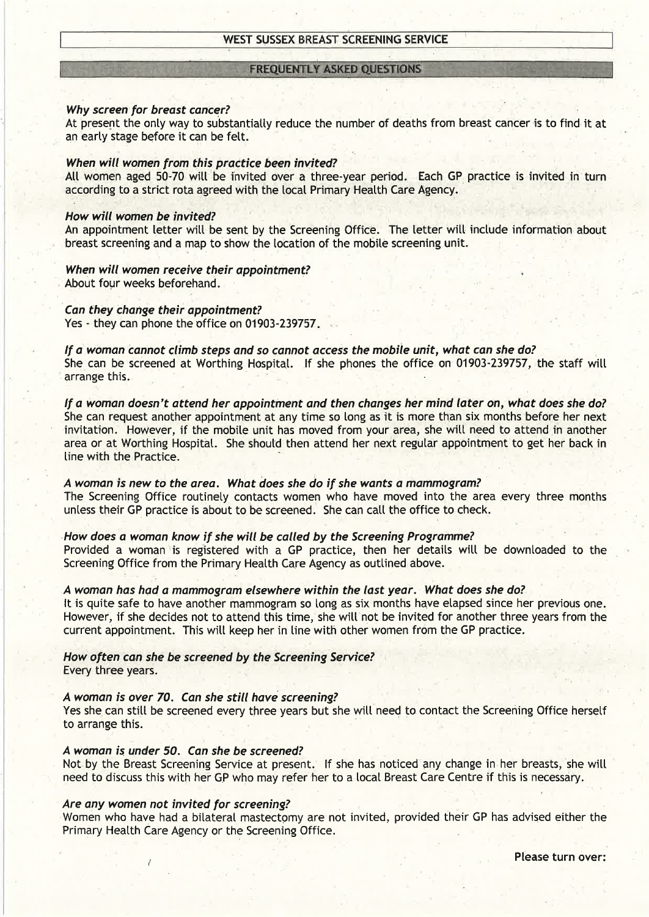# WEST SUSSEX BREAST SCREENING SERVICE

## FREQUENTLY ASKED QUESTIONS

***Why screen for breast cancer?***
At present the only way to substantially reduce the number of deaths from breast cancer is to find it at an early stage before it can be felt.

***When will women from this practice been invited?***
All women aged 50-70 will be invited over a three-year period. Each GP practice is invited in turn according to a strict rota agreed with the local Primary Health Care Agency.

***How will women be invited?***
An appointment letter will be sent by the Screening Office. The letter will include information about breast screening and a map to show the location of the mobile screening unit.

***When will women receive their appointment?***
About four weeks beforehand.

***Can they change their appointment?***
Yes - they can phone the office on 01903-239757.

***If a woman cannot climb steps and so cannot access the mobile unit, what can she do?***
She can be screened at Worthing Hospital. If she phones the office on 01903-239757, the staff will arrange this.

***If a woman doesn't attend her appointment and then changes her mind later on, what does she do?***
She can request another appointment at any time so long as it is more than six months before her next invitation. However, if the mobile unit has moved from your area, she will need to attend in another area or at Worthing Hospital. She should then attend her next regular appointment to get her back in line with the Practice.

***A woman is new to the area. What does she do if she wants a mammogram?***
The Screening Office routinely contacts women who have moved into the area every three months unless their GP practice is about to be screened. She can call the office to check.

***How does a woman know if she will be called by the Screening Programme?***
Provided a woman is registered with a GP practice, then her details will be downloaded to the Screening Office from the Primary Health Care Agency as outlined above.

***A woman has had a mammogram elsewhere within the last year. What does she do?***
It is quite safe to have another mammogram so long as six months have elapsed since her previous one. However, if she decides not to attend this time, she will not be invited for another three years from the current appointment. This will keep her in line with other women from the GP practice.

***How often can she be screened by the Screening Service?***
Every three years.

***A woman is over 70. Can she still have screening?***
Yes she can still be screened every three years but she will need to contact the Screening Office herself to arrange this.

***A woman is under 50. Can she be screened?***
Not by the Breast Screening Service at present. If she has noticed any change in her breasts, she will need to discuss this with her GP who may refer her to a local Breast Care Centre if this is necessary.

***Are any women not invited for screening?***
Women who have had a bilateral mastectomy are not invited, provided their GP has advised either the Primary Health Care Agency or the Screening Office.

**Please turn over:**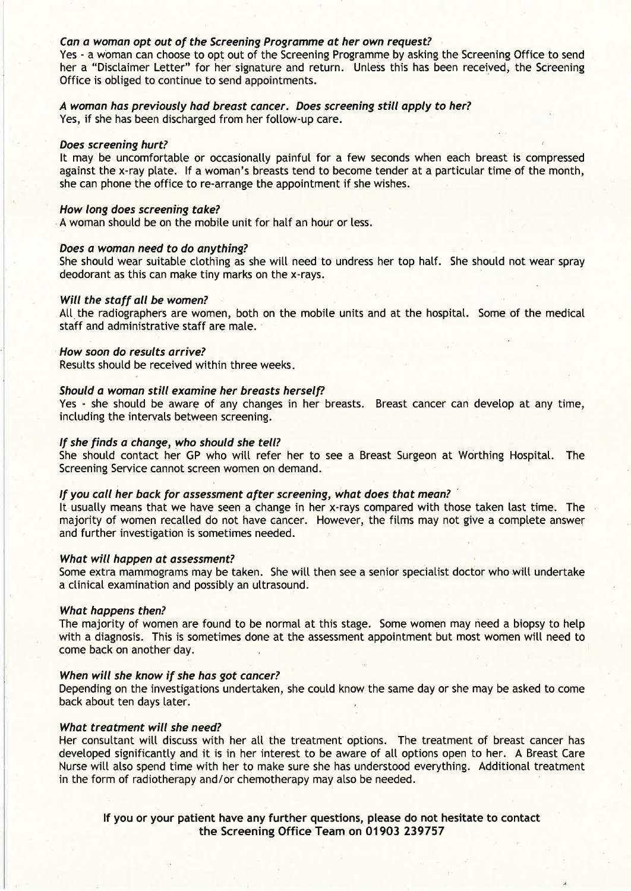***Can a woman opt out of the Screening Programme at her own request?***

Yes - a woman can choose to opt out of the Screening Programme by asking the Screening Office to send her a "Disclaimer Letter" for her signature and return. Unless this has been received, the Screening Office is obliged to continue to send appointments.

***A woman has previously had breast cancer. Does screening still apply to her?***

Yes, if she has been discharged from her follow-up care.

***Does screening hurt?***

It may be uncomfortable or occasionally painful for a few seconds when each breast is compressed against the x-ray plate. If a woman's breasts tend to become tender at a particular time of the month, she can phone the office to re-arrange the appointment if she wishes.

***How long does screening take?***

A woman should be on the mobile unit for half an hour or less.

***Does a woman need to do anything?***

She should wear suitable clothing as she will need to undress her top half. She should not wear spray deodorant as this can make tiny marks on the x-rays.

***Will the staff all be women?***

All the radiographers are women, both on the mobile units and at the hospital. Some of the medical staff and administrative staff are male.

***How soon do results arrive?***

Results should be received within three weeks.

***Should a woman still examine her breasts herself?***

Yes - she should be aware of any changes in her breasts. Breast cancer can develop at any time, including the intervals between screening.

***If she finds a change, who should she tell?***

She should contact her GP who will refer her to see a Breast Surgeon at Worthing Hospital. The Screening Service cannot screen women on demand.

***If you call her back for assessment after screening, what does that mean?***

It usually means that we have seen a change in her x-rays compared with those taken last time. The majority of women recalled do not have cancer. However, the films may not give a complete answer and further investigation is sometimes needed.

***What will happen at assessment?***

Some extra mammograms may be taken. She will then see a senior specialist doctor who will undertake a clinical examination and possibly an ultrasound.

***What happens then?***

The majority of women are found to be normal at this stage. Some women may need a biopsy to help with a diagnosis. This is sometimes done at the assessment appointment but most women will need to come back on another day.

***When will she know if she has got cancer?***

Depending on the investigations undertaken, she could know the same day or she may be asked to come back about ten days later.

***What treatment will she need?***

Her consultant will discuss with her all the treatment options. The treatment of breast cancer has developed significantly and it is in her interest to be aware of all options open to her. A Breast Care Nurse will also spend time with her to make sure she has understood everything. Additional treatment in the form of radiotherapy and/or chemotherapy may also be needed.

**If you or your patient have any further questions, please do not hesitate to contact the Screening Office Team on 01903 239757**